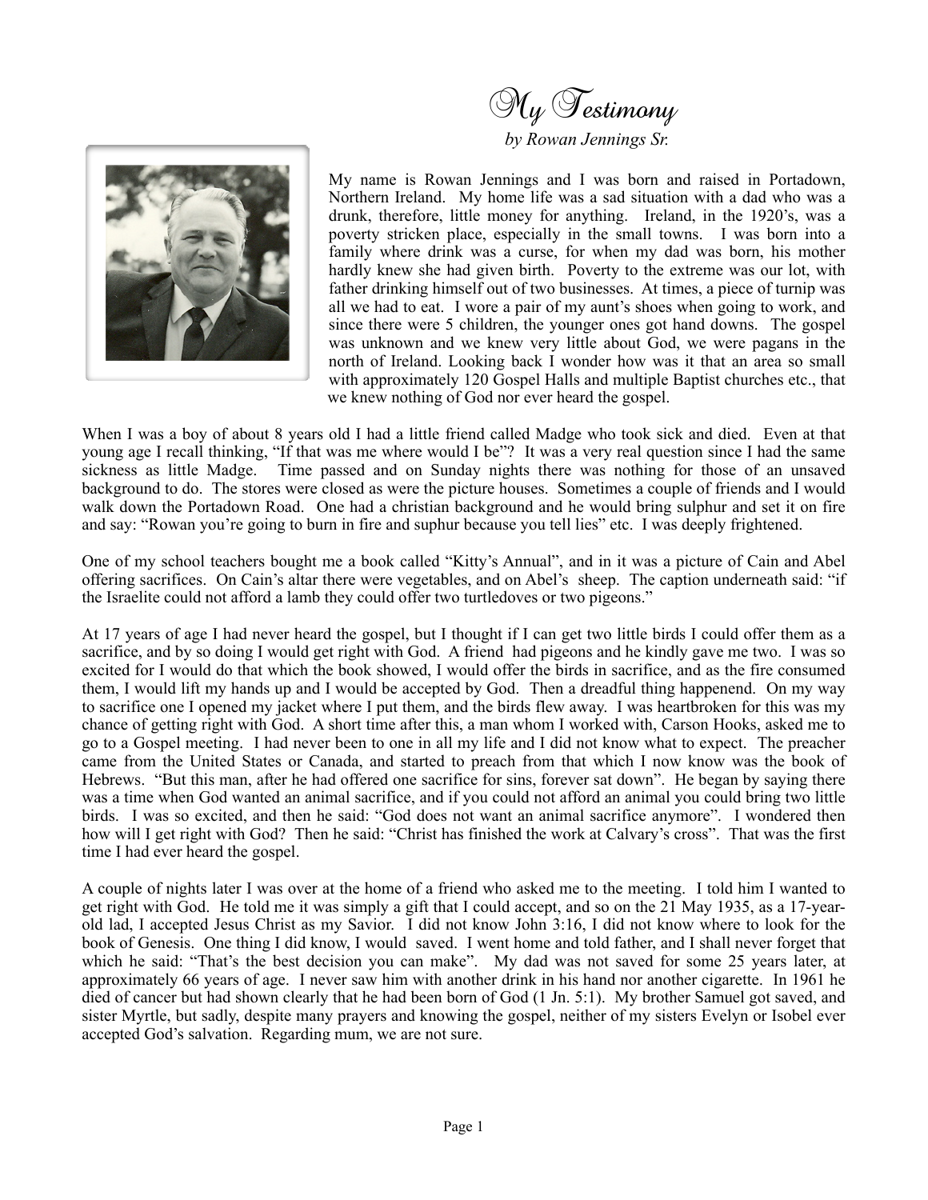# My Testimony

*by Rowan Jennings Sr.*

My name is Rowan Jennings and I was born and raised in Portadown, Northern Ireland. My home life was a sad situation with a dad who was a drunk, therefore, little money for anything. Ireland, in the 1920's, was a poverty stricken place, especially in the small towns. I was born into a family where drink was a curse, for when my dad was born, his mother hardly knew she had given birth. Poverty to the extreme was our lot, with father drinking himself out of two businesses. At times, a piece of turnip was all we had to eat. I wore a pair of my aunt's shoes when going to work, and since there were 5 children, the younger ones got hand downs. The gospel was unknown and we knew very little about God, we were pagans in the north of Ireland. Looking back I wonder how was it that an area so small with approximately 120 Gospel Halls and multiple Baptist churches etc., that we knew nothing of God nor ever heard the gospel.

When I was a boy of about 8 years old I had a little friend called Madge who took sick and died. Even at that young age I recall thinking, "If that was me where would I be"? It was a very real question since I had the same sickness as little Madge. Time passed and on Sunday nights there was nothing for those of an unsaved background to do. The stores were closed as were the picture houses. Sometimes a couple of friends and I would walk down the Portadown Road. One had a christian background and he would bring sulphur and set it on fire and say: "Rowan you're going to burn in fire and suphur because you tell lies" etc. I was deeply frightened.

One of my school teachers bought me a book called "Kitty's Annual", and in it was a picture of Cain and Abel offering sacrifices. On Cain's altar there were vegetables, and on Abel's sheep. The caption underneath said: "if the Israelite could not afford a lamb they could offer two turtledoves or two pigeons."

At 17 years of age I had never heard the gospel, but I thought if I can get two little birds I could offer them as a sacrifice, and by so doing I would get right with God. A friend had pigeons and he kindly gave me two. I was so excited for I would do that which the book showed, I would offer the birds in sacrifice, and as the fire consumed them, I would lift my hands up and I would be accepted by God. Then a dreadful thing happenend. On my way to sacrifice one I opened my jacket where I put them, and the birds flew away. I was heartbroken for this was my chance of getting right with God. A short time after this, a man whom I worked with, Carson Hooks, asked me to go to a Gospel meeting. I had never been to one in all my life and I did not know what to expect. The preacher came from the United States or Canada, and started to preach from that which I now know was the book of Hebrews. "But this man, after he had offered one sacrifice for sins, forever sat down". He began by saying there was a time when God wanted an animal sacrifice, and if you could not afford an animal you could bring two little birds. I was so excited, and then he said: "God does not want an animal sacrifice anymore". I wondered then how will I get right with God? Then he said: "Christ has finished the work at Calvary's cross". That was the first time I had ever heard the gospel.

A couple of nights later I was over at the home of a friend who asked me to the meeting. I told him I wanted to get right with God. He told me it was simply a gift that I could accept, and so on the 21 May 1935, as a 17-year-old lad, I accepted Jesus Christ as my Savior. I did not know John 3:16, I did not know where to look for the book of Genesis. One thing I did know, I would saved. I went home and told father, and I shall never forget that which he said: "That's the best decision you can make". My dad was not saved for some 25 years later, at approximately 66 years of age. I never saw him with another drink in his hand nor another cigarette. In 1961 he died of cancer but had shown clearly that he had been born of God (1 Jn. 5:1). My brother Samuel got saved, and sister Myrtle, but sadly, despite many prayers and knowing the gospel, neither of my sisters Evelyn or Isobel ever accepted God's salvation. Regarding mum, we are not sure.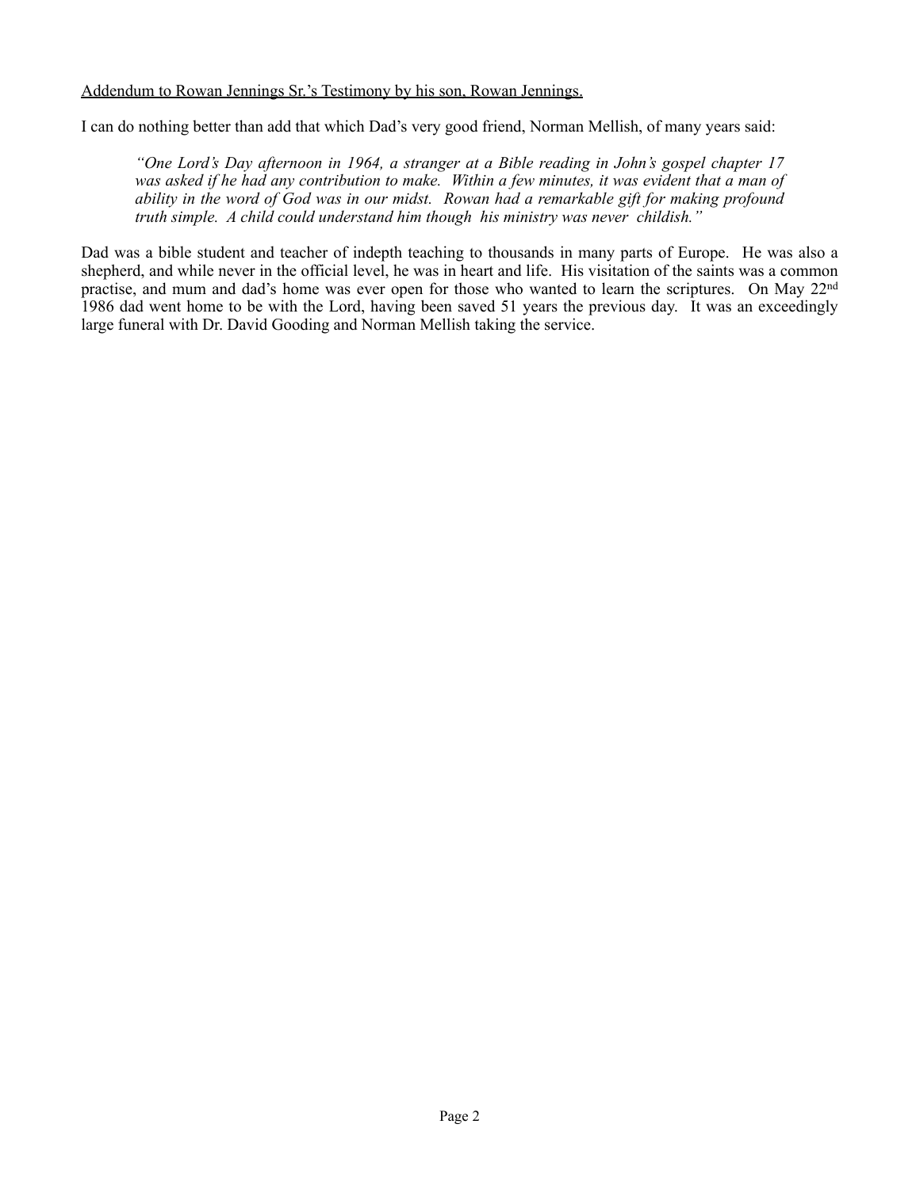Addendum to Rowan Jennings Sr.'s Testimony by his son, Rowan Jennings.

I can do nothing better than add that which Dad's very good friend, Norman Mellish, of many years said:

> *"One Lord's Day afternoon in 1964, a stranger at a Bible reading in John's gospel chapter 17 was asked if he had any contribution to make. Within a few minutes, it was evident that a man of ability in the word of God was in our midst. Rowan had a remarkable gift for making profound truth simple. A child could understand him though his ministry was never childish."*

Dad was a bible student and teacher of indepth teaching to thousands in many parts of Europe. He was also a shepherd, and while never in the official level, he was in heart and life. His visitation of the saints was a common practise, and mum and dad's home was ever open for those who wanted to learn the scriptures. On May 22nd 1986 dad went home to be with the Lord, having been saved 51 years the previous day. It was an exceedingly large funeral with Dr. David Gooding and Norman Mellish taking the service.